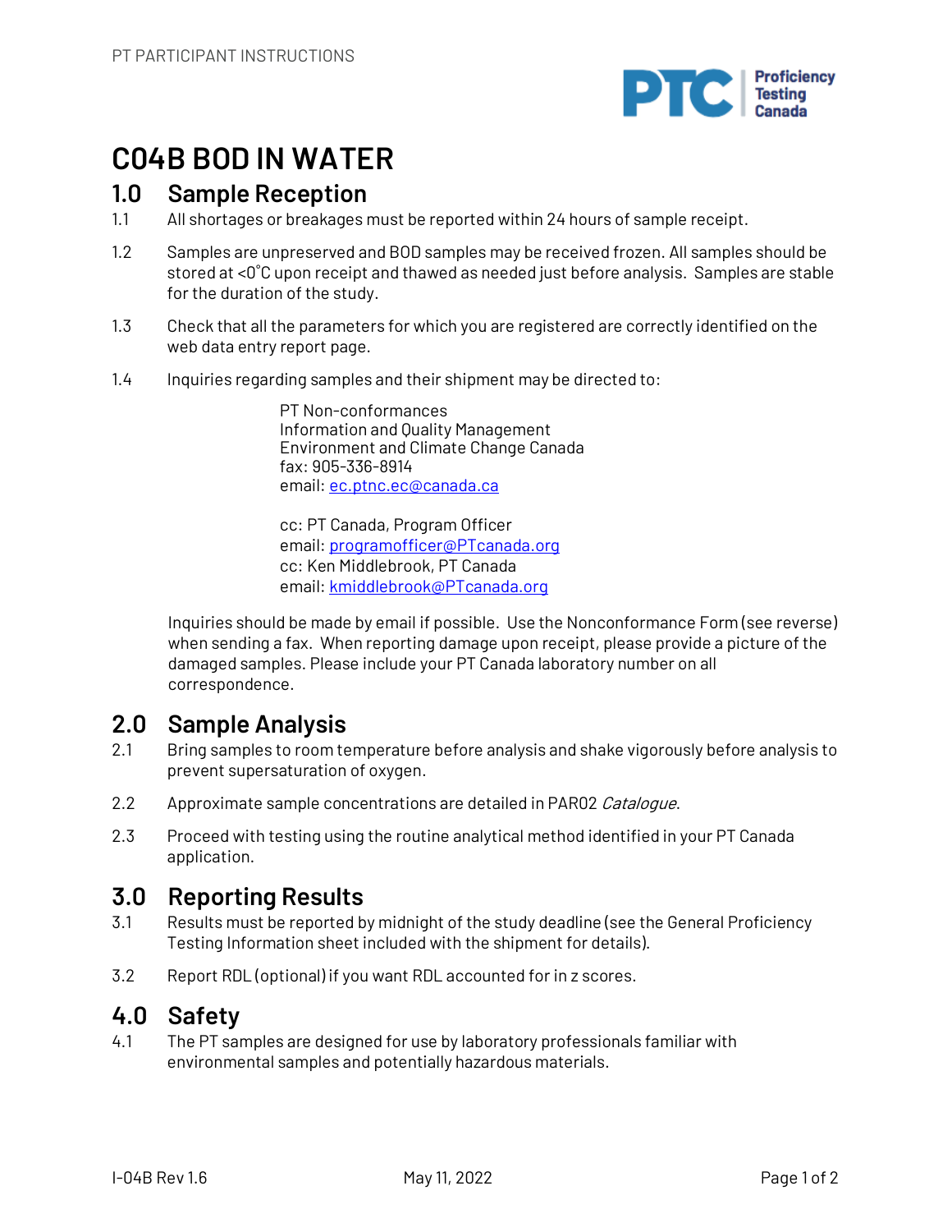# C04B BOD IN WATER

## 1.0 Sample Reception

1.1 All shortages or breakages must be reported within 24 hours of sample receipt.

1.2 Samples are unpreserved and BOD samples may be received frozen. All samples should be stored at <0˚C upon receipt and thawed as needed just before analysis. Samples are stable for the duration of the study.

1.3 Check that all the parameters for which you are registered are correctly identified on the web data entry report page.

1.4 Inquiries regarding samples and their shipment may be directed to:

> PT Non-conformances
> Information and Quality Management
> Environment and Climate Change Canada
> fax: 905-336-8914
> email: ec.ptnc.ec@canada.ca
>
> cc: PT Canada, Program Officer
> email: programofficer@PTcanada.org
> cc: Ken Middlebrook, PT Canada
> email: kmiddlebrook@PTcanada.org

Inquiries should be made by email if possible. Use the Nonconformance Form (see reverse) when sending a fax. When reporting damage upon receipt, please provide a picture of the damaged samples. Please include your PT Canada laboratory number on all correspondence.

## 2.0 Sample Analysis

2.1 Bring samples to room temperature before analysis and shake vigorously before analysis to prevent supersaturation of oxygen.

2.2 Approximate sample concentrations are detailed in PAR02 *Catalogue*.

2.3 Proceed with testing using the routine analytical method identified in your PT Canada application.

## 3.0 Reporting Results

3.1 Results must be reported by midnight of the study deadline (see the General Proficiency Testing Information sheet included with the shipment for details).

3.2 Report RDL (optional) if you want RDL accounted for in z scores.

## 4.0 Safety

4.1 The PT samples are designed for use by laboratory professionals familiar with environmental samples and potentially hazardous materials.

I-04B Rev 1.6 May 11, 2022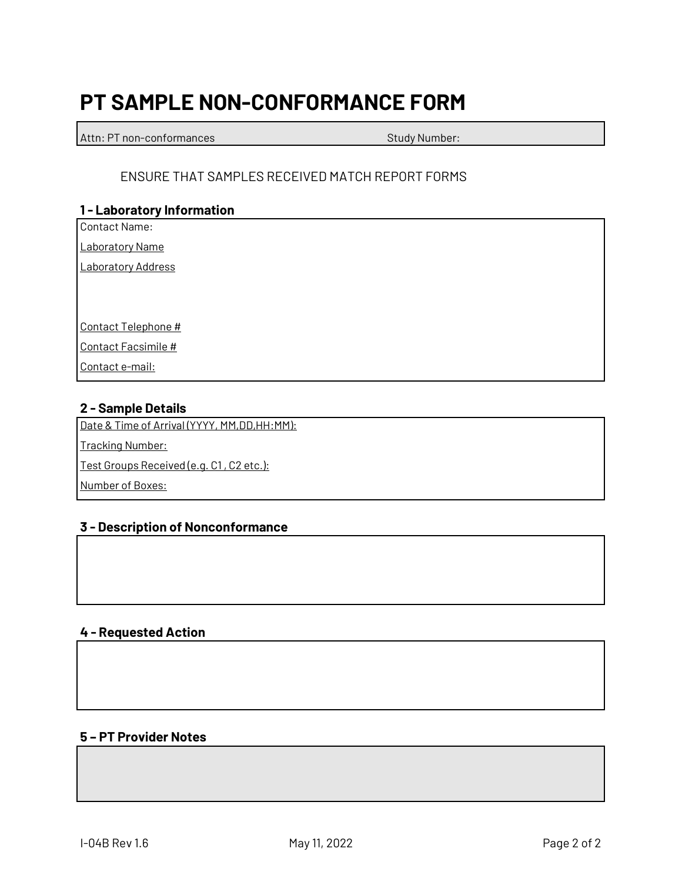# PT SAMPLE NON-CONFORMANCE FORM

Attn: PT non-conformances    Study Number:

ENSURE THAT SAMPLES RECEIVED MATCH REPORT FORMS

### 1 - Laboratory Information

Contact Name:

Laboratory Name

Laboratory Address

Contact Telephone #

Contact Facsimile #

Contact e-mail:

### 2 - Sample Details

Date & Time of Arrival (YYYY, MM,DD,HH:MM):

Tracking Number:

Test Groups Received (e.g. C1 , C2 etc.):

Number of Boxes:

### 3 - Description of Nonconformance

### 4 - Requested Action

### 5 – PT Provider Notes

I-04B Rev 1.6    May 11, 2022